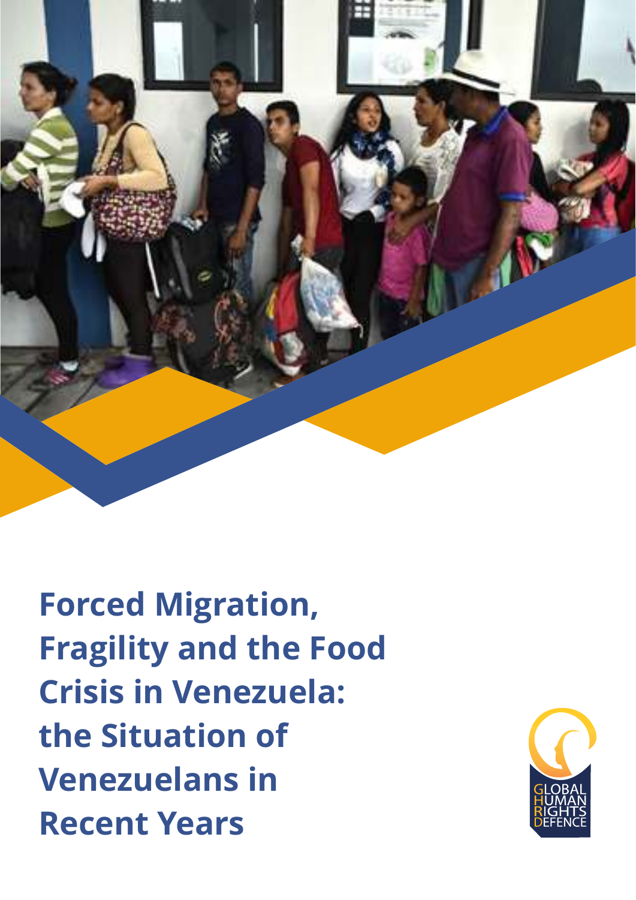# Forced Migration, Fragility and the Food Crisis in Venezuela: the Situation of Venezuelans in Recent Years

GLOBAL HUMAN RIGHTS DEFENCE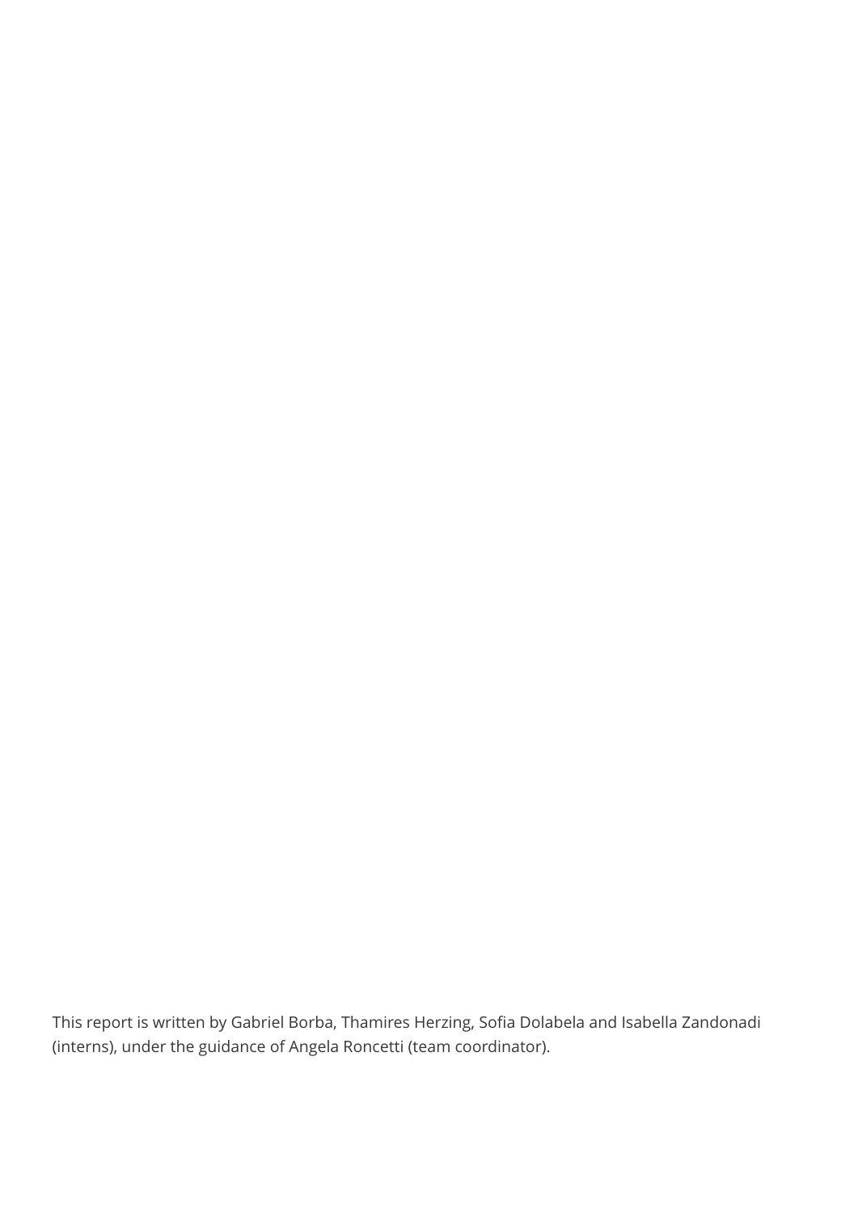This report is written by Gabriel Borba, Thamires Herzing, Sofia Dolabela and Isabella Zandonadi (interns), under the guidance of Angela Roncetti (team coordinator).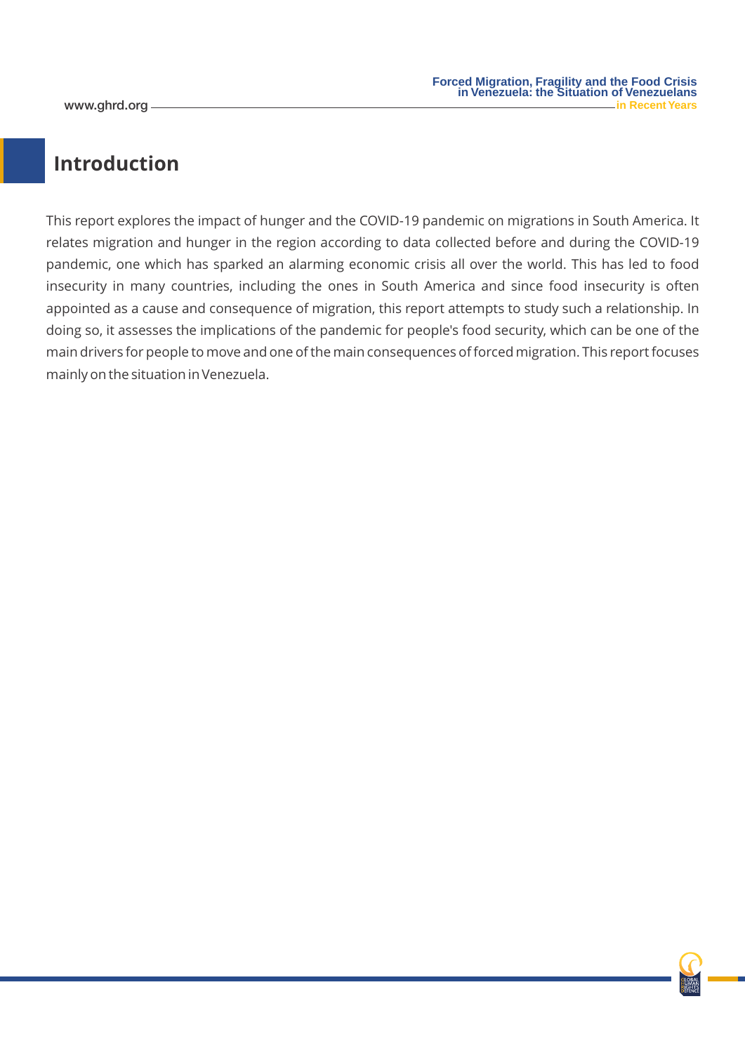## Introduction

This report explores the impact of hunger and the COVID-19 pandemic on migrations in South America. It relates migration and hunger in the region according to data collected before and during the COVID-19 pandemic, one which has sparked an alarming economic crisis all over the world. This has led to food insecurity in many countries, including the ones in South America and since food insecurity is often appointed as a cause and consequence of migration, this report attempts to study such a relationship. In doing so, it assesses the implications of the pandemic for people's food security, which can be one of the main drivers for people to move and one of the main consequences of forced migration. This report focuses mainly on the situation in Venezuela.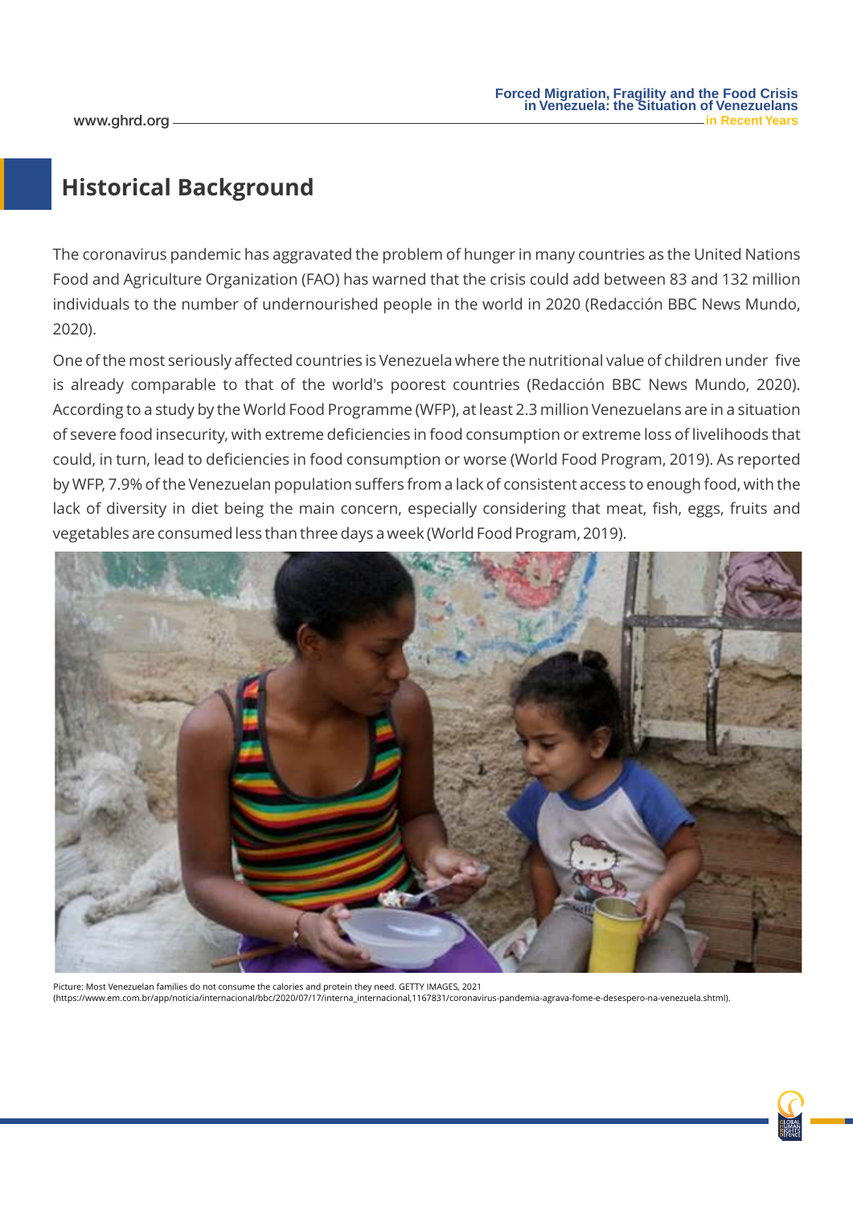## Historical Background

The coronavirus pandemic has aggravated the problem of hunger in many countries as the United Nations Food and Agriculture Organization (FAO) has warned that the crisis could add between 83 and 132 million individuals to the number of undernourished people in the world in 2020 (Redacción BBC News Mundo, 2020).

One of the most seriously affected countries is Venezuela where the nutritional value of children under five is already comparable to that of the world's poorest countries (Redacción BBC News Mundo, 2020). According to a study by the World Food Programme (WFP), at least 2.3 million Venezuelans are in a situation of severe food insecurity, with extreme deficiencies in food consumption or extreme loss of livelihoods that could, in turn, lead to deficiencies in food consumption or worse (World Food Program, 2019). As reported by WFP, 7.9% of the Venezuelan population suffers from a lack of consistent access to enough food, with the lack of diversity in diet being the main concern, especially considering that meat, fish, eggs, fruits and vegetables are consumed less than three days a week (World Food Program, 2019).

Picture: Most Venezuelan families do not consume the calories and protein they need. GETTY IMAGES, 2021 (https://www.em.com.br/app/noticia/internacional/bbc/2020/07/17/interna_internacional,1167831/coronavirus-pandemia-agrava-fome-e-desespero-na-venezuela.shtml).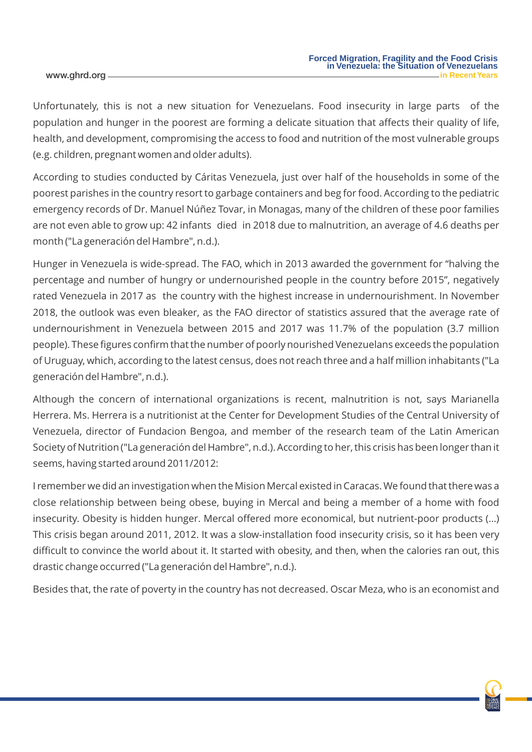Unfortunately, this is not a new situation for Venezuelans. Food insecurity in large parts of the population and hunger in the poorest are forming a delicate situation that affects their quality of life, health, and development, compromising the access to food and nutrition of the most vulnerable groups (e.g. children, pregnant women and older adults).

According to studies conducted by Cáritas Venezuela, just over half of the households in some of the poorest parishes in the country resort to garbage containers and beg for food. According to the pediatric emergency records of Dr. Manuel Núñez Tovar, in Monagas, many of the children of these poor families are not even able to grow up: 42 infants died in 2018 due to malnutrition, an average of 4.6 deaths per month ("La generación del Hambre", n.d.).

Hunger in Venezuela is wide-spread. The FAO, which in 2013 awarded the government for "halving the percentage and number of hungry or undernourished people in the country before 2015", negatively rated Venezuela in 2017 as the country with the highest increase in undernourishment. In November 2018, the outlook was even bleaker, as the FAO director of statistics assured that the average rate of undernourishment in Venezuela between 2015 and 2017 was 11.7% of the population (3.7 million people). These figures confirm that the number of poorly nourished Venezuelans exceeds the population of Uruguay, which, according to the latest census, does not reach three and a half million inhabitants ("La generación del Hambre", n.d.).

Although the concern of international organizations is recent, malnutrition is not, says Marianella Herrera. Ms. Herrera is a nutritionist at the Center for Development Studies of the Central University of Venezuela, director of Fundacion Bengoa, and member of the research team of the Latin American Society of Nutrition ("La generación del Hambre", n.d.). According to her, this crisis has been longer than it seems, having started around 2011/2012:

I remember we did an investigation when the Mision Mercal existed in Caracas. We found that there was a close relationship between being obese, buying in Mercal and being a member of a home with food insecurity. Obesity is hidden hunger. Mercal offered more economical, but nutrient-poor products (...) This crisis began around 2011, 2012. It was a slow-installation food insecurity crisis, so it has been very difficult to convince the world about it. It started with obesity, and then, when the calories ran out, this drastic change occurred ("La generación del Hambre", n.d.).

Besides that, the rate of poverty in the country has not decreased. Oscar Meza, who is an economist and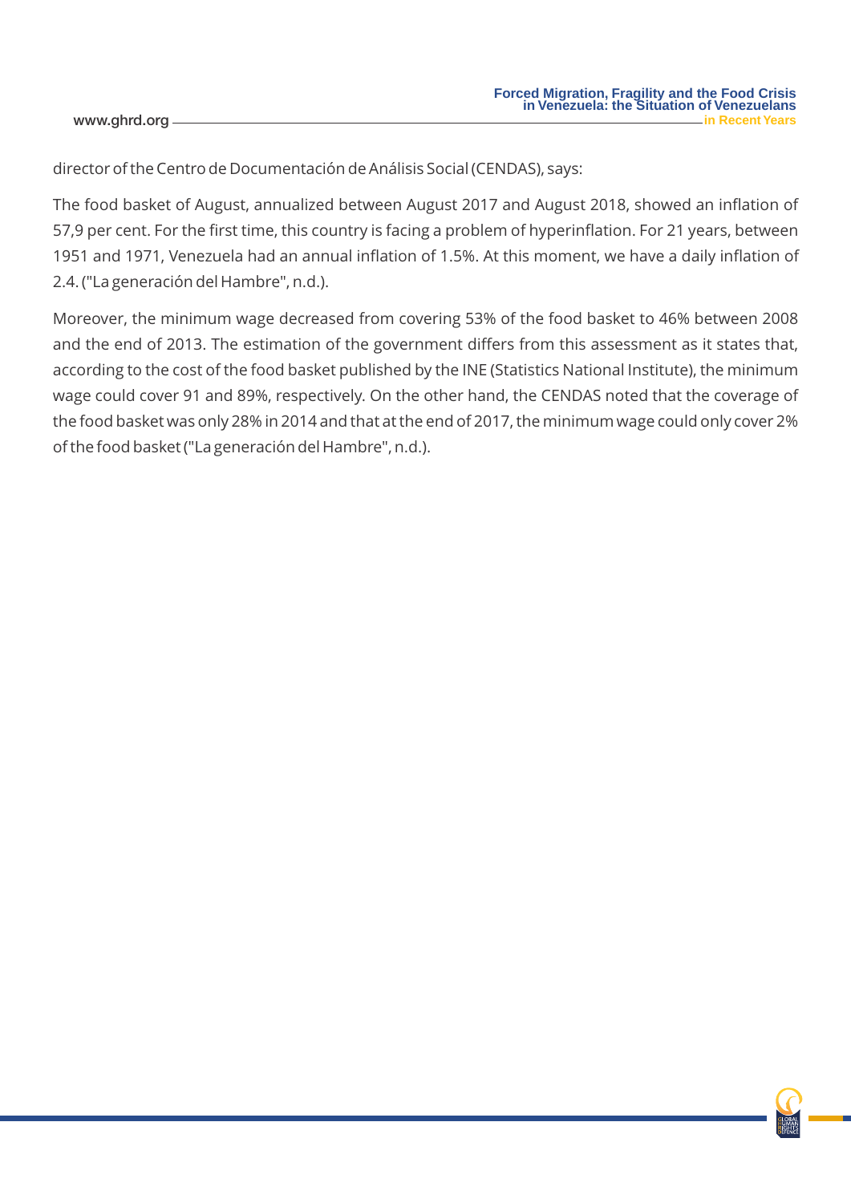director of the Centro de Documentación de Análisis Social (CENDAS), says:

The food basket of August, annualized between August 2017 and August 2018, showed an inflation of 57,9 per cent. For the first time, this country is facing a problem of hyperinflation. For 21 years, between 1951 and 1971, Venezuela had an annual inflation of 1.5%. At this moment, we have a daily inflation of 2.4. ("La generación del Hambre", n.d.).

Moreover, the minimum wage decreased from covering 53% of the food basket to 46% between 2008 and the end of 2013. The estimation of the government differs from this assessment as it states that, according to the cost of the food basket published by the INE (Statistics National Institute), the minimum wage could cover 91 and 89%, respectively. On the other hand, the CENDAS noted that the coverage of the food basket was only 28% in 2014 and that at the end of 2017, the minimum wage could only cover 2% of the food basket ("La generación del Hambre", n.d.).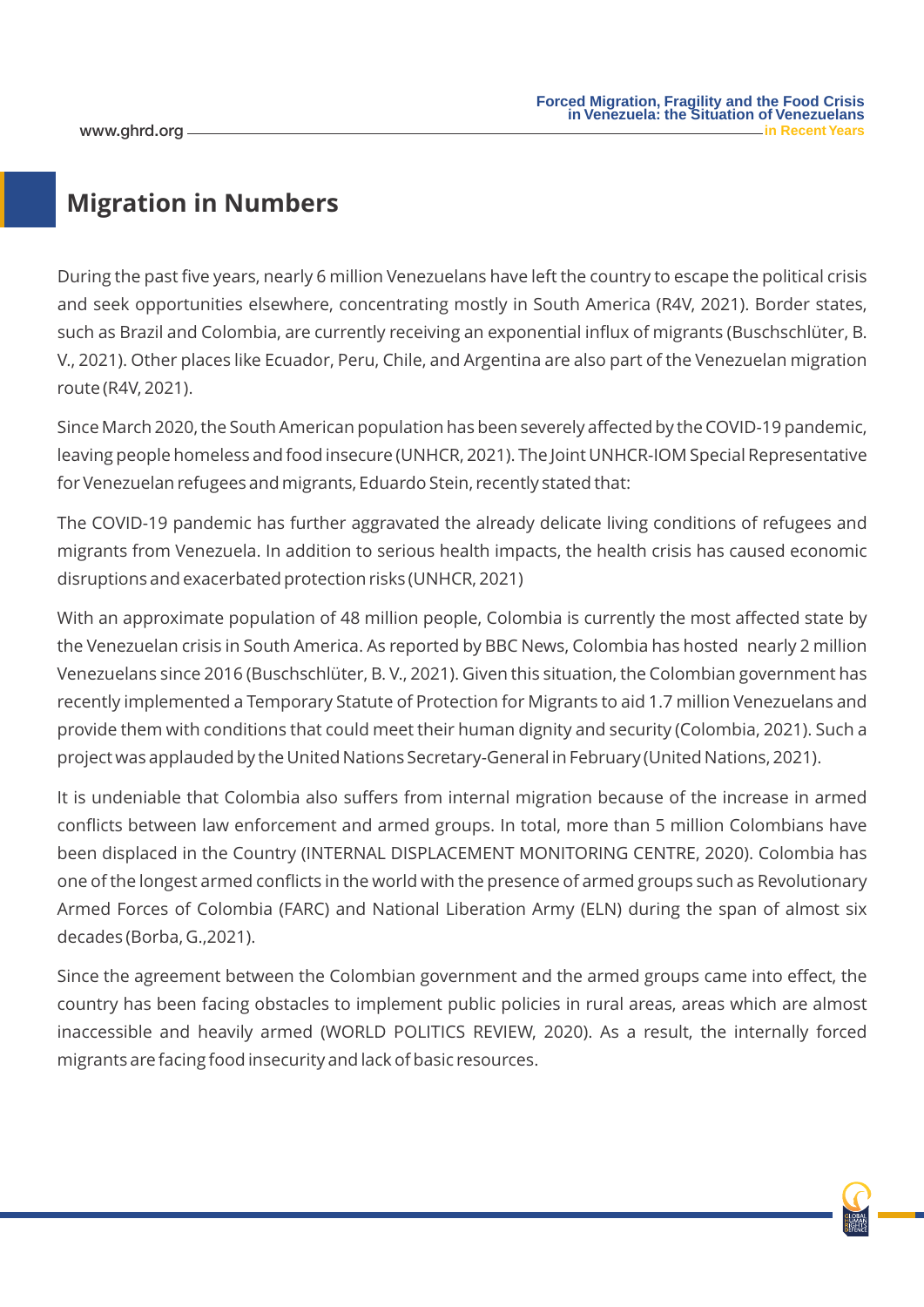## Migration in Numbers

During the past five years, nearly 6 million Venezuelans have left the country to escape the political crisis and seek opportunities elsewhere, concentrating mostly in South America (R4V, 2021). Border states, such as Brazil and Colombia, are currently receiving an exponential influx of migrants (Buschschlüter, B. V., 2021). Other places like Ecuador, Peru, Chile, and Argentina are also part of the Venezuelan migration route (R4V, 2021).

Since March 2020, the South American population has been severely affected by the COVID-19 pandemic, leaving people homeless and food insecure (UNHCR, 2021). The Joint UNHCR-IOM Special Representative for Venezuelan refugees and migrants, Eduardo Stein, recently stated that:

The COVID-19 pandemic has further aggravated the already delicate living conditions of refugees and migrants from Venezuela. In addition to serious health impacts, the health crisis has caused economic disruptions and exacerbated protection risks (UNHCR, 2021)

With an approximate population of 48 million people, Colombia is currently the most affected state by the Venezuelan crisis in South America. As reported by BBC News, Colombia has hosted nearly 2 million Venezuelans since 2016 (Buschschlüter, B. V., 2021). Given this situation, the Colombian government has recently implemented a Temporary Statute of Protection for Migrants to aid 1.7 million Venezuelans and provide them with conditions that could meet their human dignity and security (Colombia, 2021). Such a project was applauded by the United Nations Secretary-General in February (United Nations, 2021).

It is undeniable that Colombia also suffers from internal migration because of the increase in armed conflicts between law enforcement and armed groups. In total, more than 5 million Colombians have been displaced in the Country (INTERNAL DISPLACEMENT MONITORING CENTRE, 2020). Colombia has one of the longest armed conflicts in the world with the presence of armed groups such as Revolutionary Armed Forces of Colombia (FARC) and National Liberation Army (ELN) during the span of almost six decades (Borba, G.,2021).

Since the agreement between the Colombian government and the armed groups came into effect, the country has been facing obstacles to implement public policies in rural areas, areas which are almost inaccessible and heavily armed (WORLD POLITICS REVIEW, 2020). As a result, the internally forced migrants are facing food insecurity and lack of basic resources.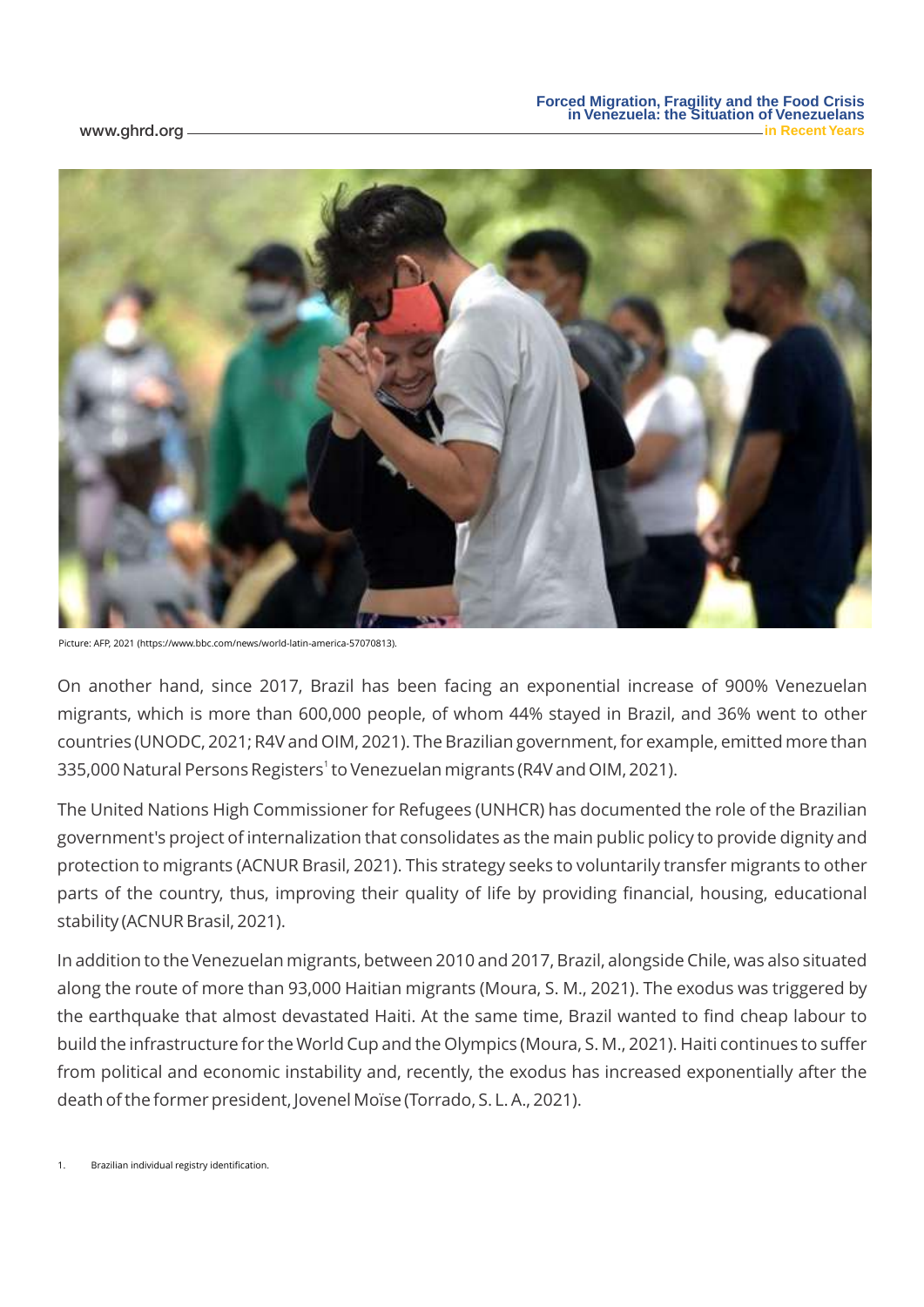Picture: AFP, 2021 (https://www.bbc.com/news/world-latin-america-57070813).

On another hand, since 2017, Brazil has been facing an exponential increase of 900% Venezuelan migrants, which is more than 600,000 people, of whom 44% stayed in Brazil, and 36% went to other countries (UNODC, 2021; R4V and OIM, 2021). The Brazilian government, for example, emitted more than 335,000 Natural Persons Registers[1] to Venezuelan migrants (R4V and OIM, 2021).

The United Nations High Commissioner for Refugees (UNHCR) has documented the role of the Brazilian government's project of internalization that consolidates as the main public policy to provide dignity and protection to migrants (ACNUR Brasil, 2021). This strategy seeks to voluntarily transfer migrants to other parts of the country, thus, improving their quality of life by providing financial, housing, educational stability (ACNUR Brasil, 2021).

In addition to the Venezuelan migrants, between 2010 and 2017, Brazil, alongside Chile, was also situated along the route of more than 93,000 Haitian migrants (Moura, S. M., 2021). The exodus was triggered by the earthquake that almost devastated Haiti. At the same time, Brazil wanted to find cheap labour to build the infrastructure for the World Cup and the Olympics (Moura, S. M., 2021). Haiti continues to suffer from political and economic instability and, recently, the exodus has increased exponentially after the death of the former president, Jovenel Moïse (Torrado, S. L. A., 2021).

1. Brazilian individual registry identification.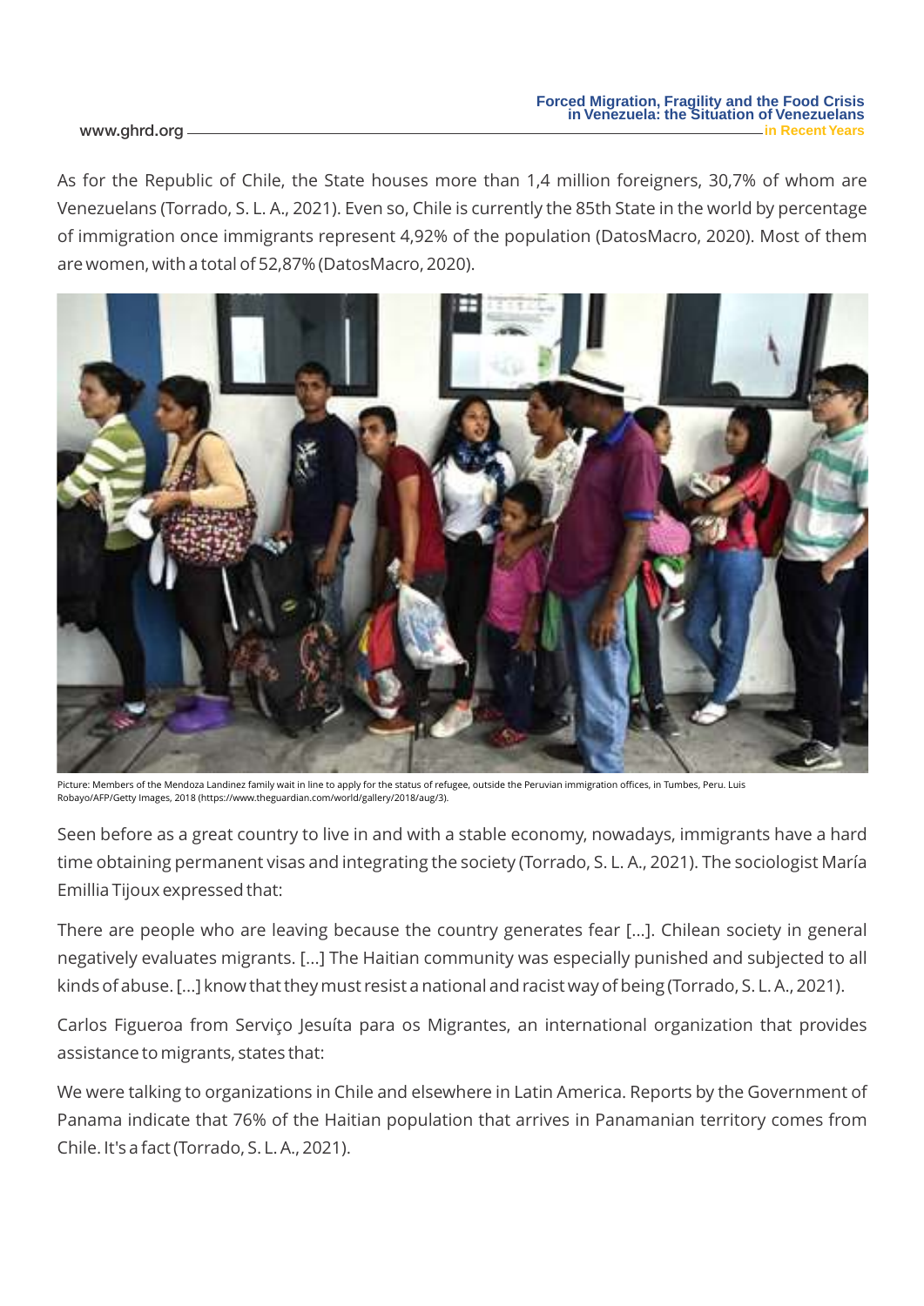As for the Republic of Chile, the State houses more than 1,4 million foreigners, 30,7% of whom are Venezuelans (Torrado, S. L. A., 2021). Even so, Chile is currently the 85th State in the world by percentage of immigration once immigrants represent 4,92% of the population (DatosMacro, 2020). Most of them are women, with a total of 52,87% (DatosMacro, 2020).

Picture: Members of the Mendoza Landinez family wait in line to apply for the status of refugee, outside the Peruvian immigration offices, in Tumbes, Peru. Luis Robayo/AFP/Getty Images, 2018 (https://www.theguardian.com/world/gallery/2018/aug/3).

Seen before as a great country to live in and with a stable economy, nowadays, immigrants have a hard time obtaining permanent visas and integrating the society (Torrado, S. L. A., 2021). The sociologist María Emillia Tijoux expressed that:

There are people who are leaving because the country generates fear [...]. Chilean society in general negatively evaluates migrants. [...] The Haitian community was especially punished and subjected to all kinds of abuse. [...] know that they must resist a national and racist way of being (Torrado, S. L. A., 2021).

Carlos Figueroa from Serviço Jesuíta para os Migrantes, an international organization that provides assistance to migrants, states that:

We were talking to organizations in Chile and elsewhere in Latin America. Reports by the Government of Panama indicate that 76% of the Haitian population that arrives in Panamanian territory comes from Chile. It's a fact (Torrado, S. L. A., 2021).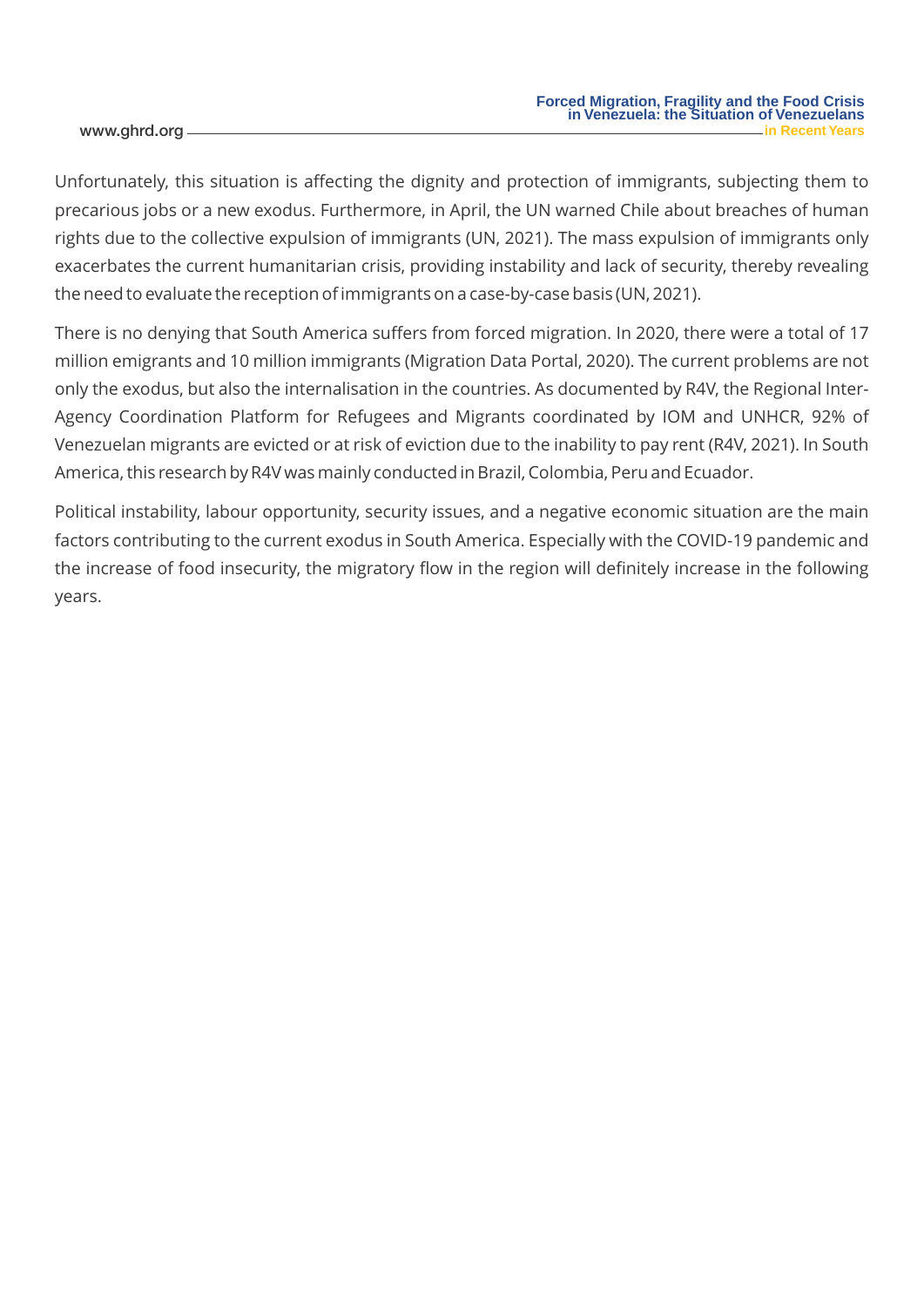Unfortunately, this situation is affecting the dignity and protection of immigrants, subjecting them to precarious jobs or a new exodus. Furthermore, in April, the UN warned Chile about breaches of human rights due to the collective expulsion of immigrants (UN, 2021). The mass expulsion of immigrants only exacerbates the current humanitarian crisis, providing instability and lack of security, thereby revealing the need to evaluate the reception of immigrants on a case-by-case basis (UN, 2021).

There is no denying that South America suffers from forced migration. In 2020, there were a total of 17 million emigrants and 10 million immigrants (Migration Data Portal, 2020). The current problems are not only the exodus, but also the internalisation in the countries. As documented by R4V, the Regional Inter-Agency Coordination Platform for Refugees and Migrants coordinated by IOM and UNHCR, 92% of Venezuelan migrants are evicted or at risk of eviction due to the inability to pay rent (R4V, 2021). In South America, this research by R4V was mainly conducted in Brazil, Colombia, Peru and Ecuador.

Political instability, labour opportunity, security issues, and a negative economic situation are the main factors contributing to the current exodus in South America. Especially with the COVID-19 pandemic and the increase of food insecurity, the migratory flow in the region will definitely increase in the following years.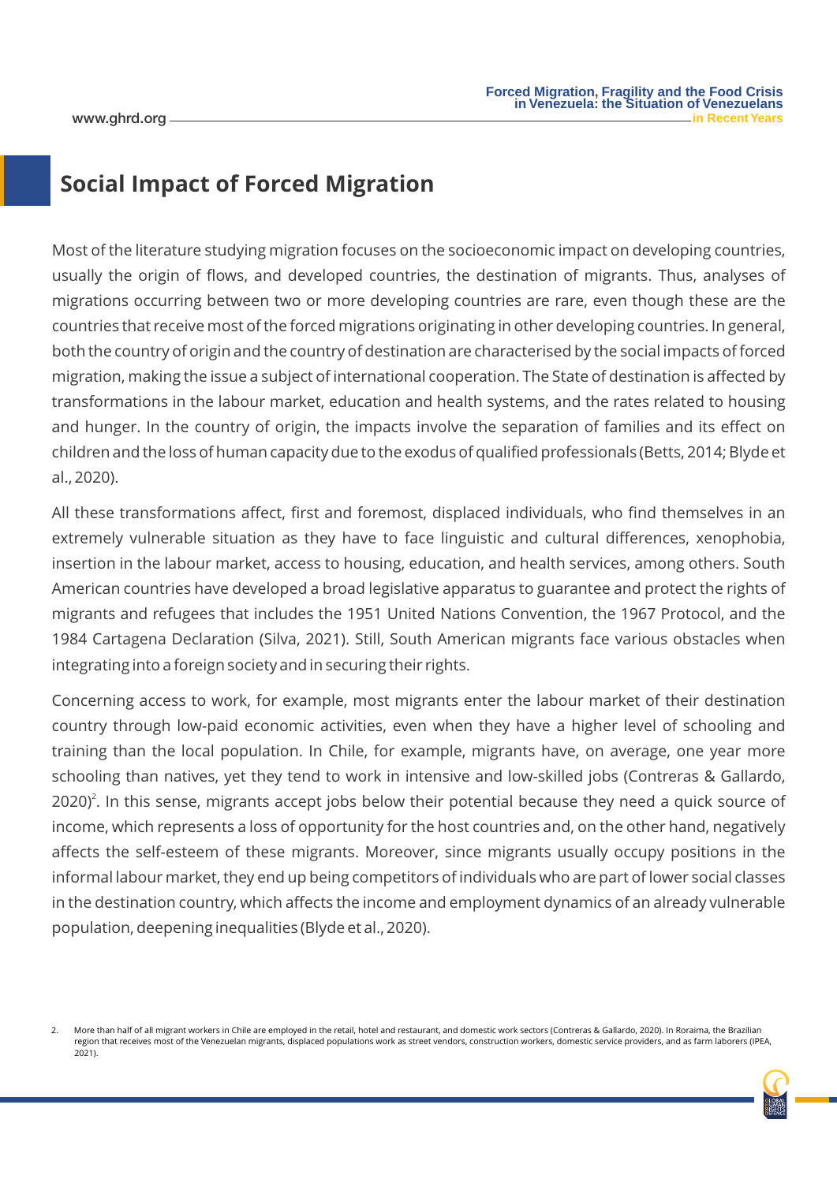## Social Impact of Forced Migration

Most of the literature studying migration focuses on the socioeconomic impact on developing countries, usually the origin of flows, and developed countries, the destination of migrants. Thus, analyses of migrations occurring between two or more developing countries are rare, even though these are the countries that receive most of the forced migrations originating in other developing countries. In general, both the country of origin and the country of destination are characterised by the social impacts of forced migration, making the issue a subject of international cooperation. The State of destination is affected by transformations in the labour market, education and health systems, and the rates related to housing and hunger. In the country of origin, the impacts involve the separation of families and its effect on children and the loss of human capacity due to the exodus of qualified professionals (Betts, 2014; Blyde et al., 2020).

All these transformations affect, first and foremost, displaced individuals, who find themselves in an extremely vulnerable situation as they have to face linguistic and cultural differences, xenophobia, insertion in the labour market, access to housing, education, and health services, among others. South American countries have developed a broad legislative apparatus to guarantee and protect the rights of migrants and refugees that includes the 1951 United Nations Convention, the 1967 Protocol, and the 1984 Cartagena Declaration (Silva, 2021). Still, South American migrants face various obstacles when integrating into a foreign society and in securing their rights.

Concerning access to work, for example, most migrants enter the labour market of their destination country through low-paid economic activities, even when they have a higher level of schooling and training than the local population. In Chile, for example, migrants have, on average, one year more schooling than natives, yet they tend to work in intensive and low-skilled jobs (Contreras & Gallardo, 2020)[2]. In this sense, migrants accept jobs below their potential because they need a quick source of income, which represents a loss of opportunity for the host countries and, on the other hand, negatively affects the self-esteem of these migrants. Moreover, since migrants usually occupy positions in the informal labour market, they end up being competitors of individuals who are part of lower social classes in the destination country, which affects the income and employment dynamics of an already vulnerable population, deepening inequalities (Blyde et al., 2020).

2. More than half of all migrant workers in Chile are employed in the retail, hotel and restaurant, and domestic work sectors (Contreras & Gallardo, 2020). In Roraima, the Brazilian region that receives most of the Venezuelan migrants, displaced populations work as street vendors, construction workers, domestic service providers, and as farm laborers (IPEA, 2021).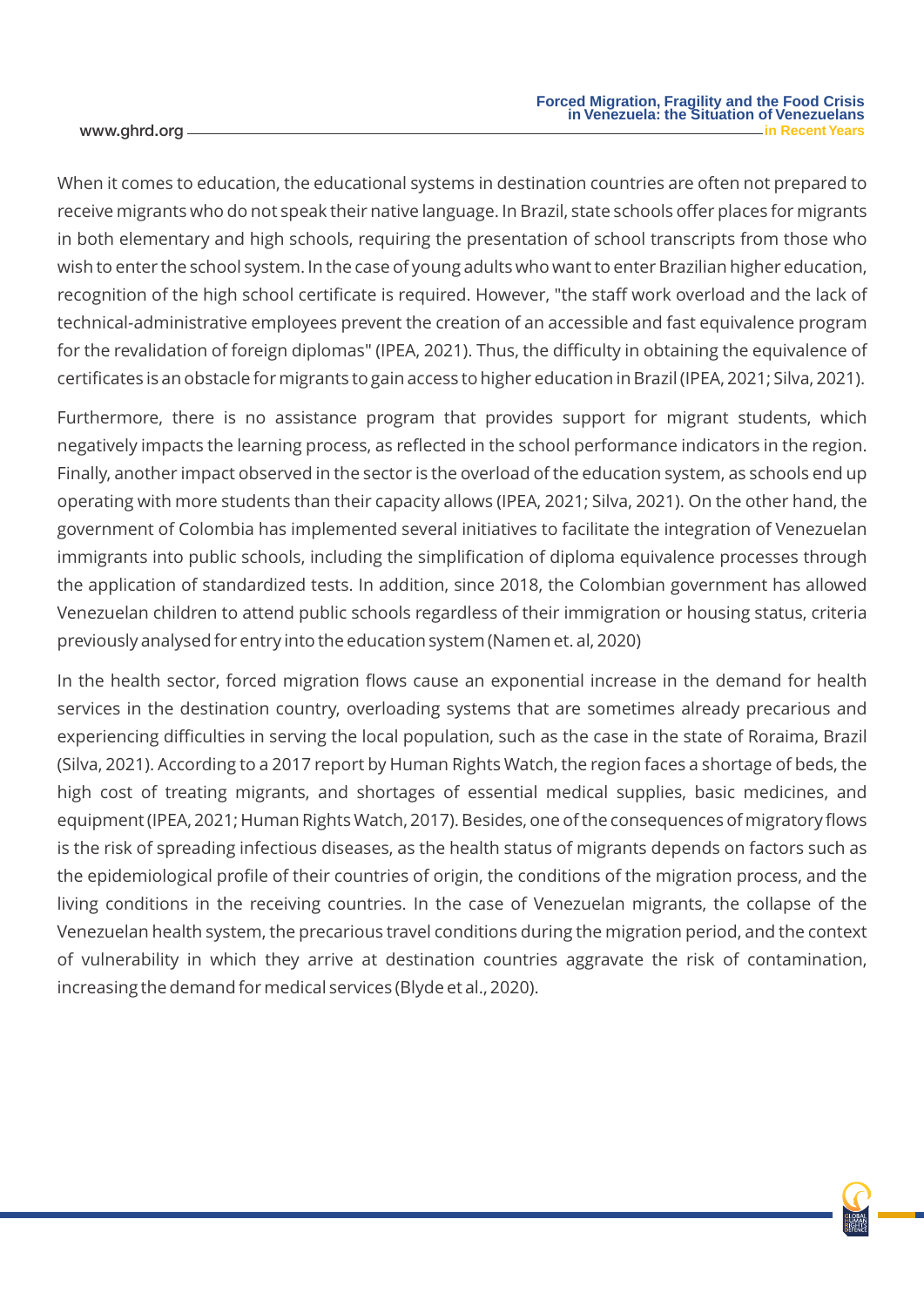When it comes to education, the educational systems in destination countries are often not prepared to receive migrants who do not speak their native language. In Brazil, state schools offer places for migrants in both elementary and high schools, requiring the presentation of school transcripts from those who wish to enter the school system. In the case of young adults who want to enter Brazilian higher education, recognition of the high school certificate is required. However, "the staff work overload and the lack of technical-administrative employees prevent the creation of an accessible and fast equivalence program for the revalidation of foreign diplomas" (IPEA, 2021). Thus, the difficulty in obtaining the equivalence of certificates is an obstacle for migrants to gain access to higher education in Brazil (IPEA, 2021; Silva, 2021).

Furthermore, there is no assistance program that provides support for migrant students, which negatively impacts the learning process, as reflected in the school performance indicators in the region. Finally, another impact observed in the sector is the overload of the education system, as schools end up operating with more students than their capacity allows (IPEA, 2021; Silva, 2021). On the other hand, the government of Colombia has implemented several initiatives to facilitate the integration of Venezuelan immigrants into public schools, including the simplification of diploma equivalence processes through the application of standardized tests. In addition, since 2018, the Colombian government has allowed Venezuelan children to attend public schools regardless of their immigration or housing status, criteria previously analysed for entry into the education system (Namen et. al, 2020)

In the health sector, forced migration flows cause an exponential increase in the demand for health services in the destination country, overloading systems that are sometimes already precarious and experiencing difficulties in serving the local population, such as the case in the state of Roraima, Brazil (Silva, 2021). According to a 2017 report by Human Rights Watch, the region faces a shortage of beds, the high cost of treating migrants, and shortages of essential medical supplies, basic medicines, and equipment (IPEA, 2021; Human Rights Watch, 2017). Besides, one of the consequences of migratory flows is the risk of spreading infectious diseases, as the health status of migrants depends on factors such as the epidemiological profile of their countries of origin, the conditions of the migration process, and the living conditions in the receiving countries. In the case of Venezuelan migrants, the collapse of the Venezuelan health system, the precarious travel conditions during the migration period, and the context of vulnerability in which they arrive at destination countries aggravate the risk of contamination, increasing the demand for medical services (Blyde et al., 2020).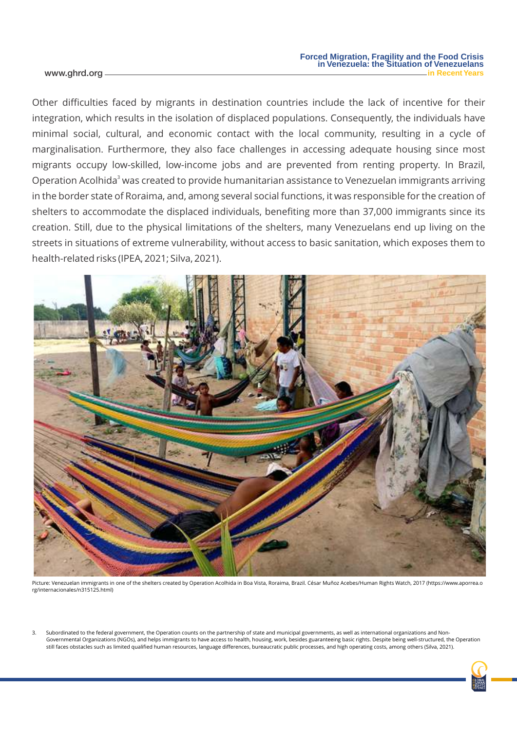Other difficulties faced by migrants in destination countries include the lack of incentive for their integration, which results in the isolation of displaced populations. Consequently, the individuals have minimal social, cultural, and economic contact with the local community, resulting in a cycle of marginalisation. Furthermore, they also face challenges in accessing adequate housing since most migrants occupy low-skilled, low-income jobs and are prevented from renting property. In Brazil, Operation Acolhida[3] was created to provide humanitarian assistance to Venezuelan immigrants arriving in the border state of Roraima, and, among several social functions, it was responsible for the creation of shelters to accommodate the displaced individuals, benefiting more than 37,000 immigrants since its creation. Still, due to the physical limitations of the shelters, many Venezuelans end up living on the streets in situations of extreme vulnerability, without access to basic sanitation, which exposes them to health-related risks (IPEA, 2021; Silva, 2021).

Picture: Venezuelan immigrants in one of the shelters created by Operation Acolhida in Boa Vista, Roraima, Brazil. César Muñoz Acebes/Human Rights Watch, 2017 (https://www.aporrea.org/internacionales/n315125.html)

3. Subordinated to the federal government, the Operation counts on the partnership of state and municipal governments, as well as international organizations and Non-Governmental Organizations (NGOs), and helps immigrants to have access to health, housing, work, besides guaranteeing basic rights. Despite being well-structured, the Operation still faces obstacles such as limited qualified human resources, language differences, bureaucratic public processes, and high operating costs, among others (Silva, 2021).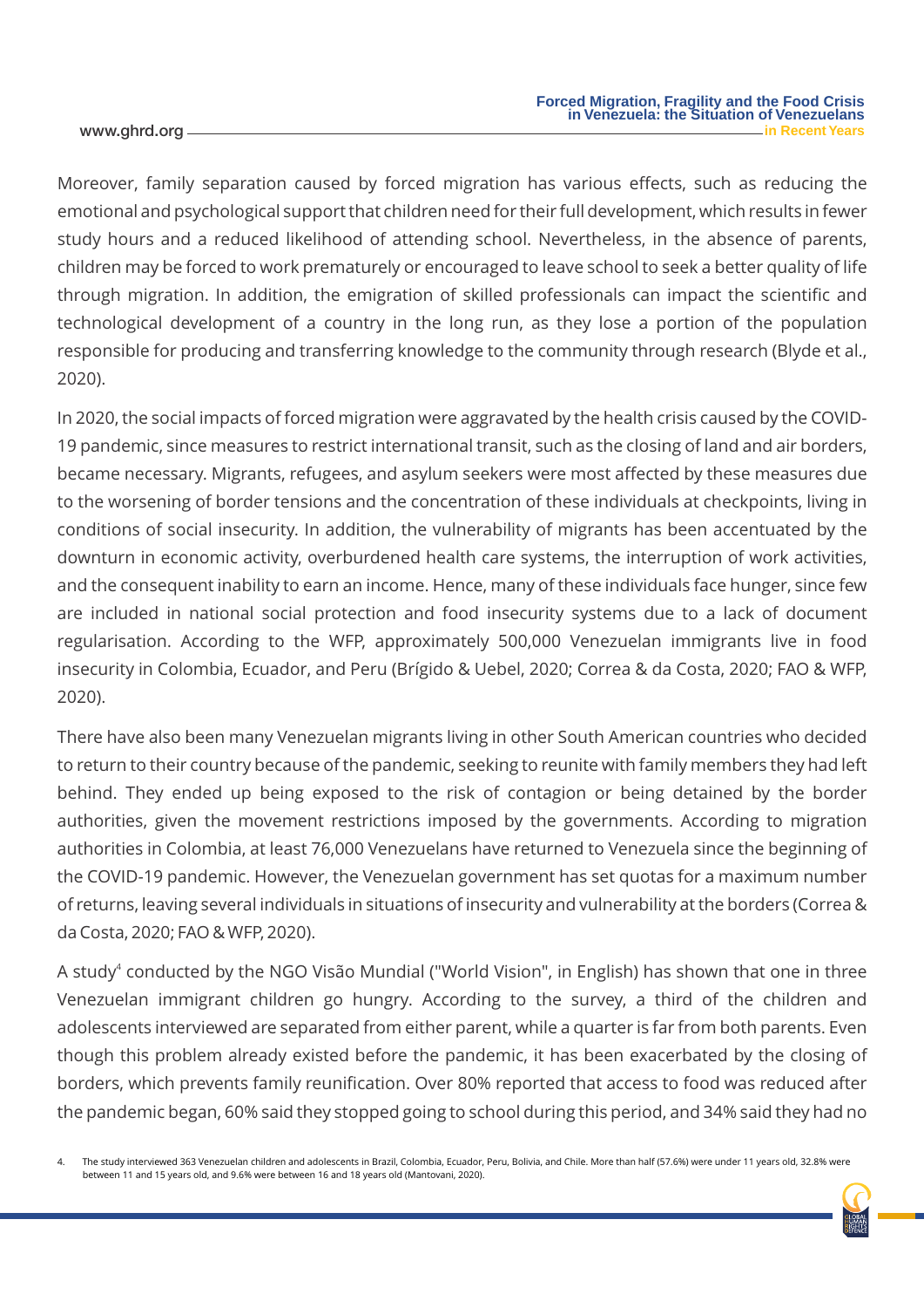Moreover, family separation caused by forced migration has various effects, such as reducing the emotional and psychological support that children need for their full development, which results in fewer study hours and a reduced likelihood of attending school. Nevertheless, in the absence of parents, children may be forced to work prematurely or encouraged to leave school to seek a better quality of life through migration. In addition, the emigration of skilled professionals can impact the scientific and technological development of a country in the long run, as they lose a portion of the population responsible for producing and transferring knowledge to the community through research (Blyde et al., 2020).

In 2020, the social impacts of forced migration were aggravated by the health crisis caused by the COVID-19 pandemic, since measures to restrict international transit, such as the closing of land and air borders, became necessary. Migrants, refugees, and asylum seekers were most affected by these measures due to the worsening of border tensions and the concentration of these individuals at checkpoints, living in conditions of social insecurity. In addition, the vulnerability of migrants has been accentuated by the downturn in economic activity, overburdened health care systems, the interruption of work activities, and the consequent inability to earn an income. Hence, many of these individuals face hunger, since few are included in national social protection and food insecurity systems due to a lack of document regularisation. According to the WFP, approximately 500,000 Venezuelan immigrants live in food insecurity in Colombia, Ecuador, and Peru (Brígido & Uebel, 2020; Correa & da Costa, 2020; FAO & WFP, 2020).

There have also been many Venezuelan migrants living in other South American countries who decided to return to their country because of the pandemic, seeking to reunite with family members they had left behind. They ended up being exposed to the risk of contagion or being detained by the border authorities, given the movement restrictions imposed by the governments. According to migration authorities in Colombia, at least 76,000 Venezuelans have returned to Venezuela since the beginning of the COVID-19 pandemic. However, the Venezuelan government has set quotas for a maximum number of returns, leaving several individuals in situations of insecurity and vulnerability at the borders (Correa & da Costa, 2020; FAO & WFP, 2020).

A study[4] conducted by the NGO Visão Mundial ("World Vision", in English) has shown that one in three Venezuelan immigrant children go hungry. According to the survey, a third of the children and adolescents interviewed are separated from either parent, while a quarter is far from both parents. Even though this problem already existed before the pandemic, it has been exacerbated by the closing of borders, which prevents family reunification. Over 80% reported that access to food was reduced after the pandemic began, 60% said they stopped going to school during this period, and 34% said they had no

4. The study interviewed 363 Venezuelan children and adolescents in Brazil, Colombia, Ecuador, Peru, Bolivia, and Chile. More than half (57.6%) were under 11 years old, 32.8% were between 11 and 15 years old, and 9.6% were between 16 and 18 years old (Mantovani, 2020).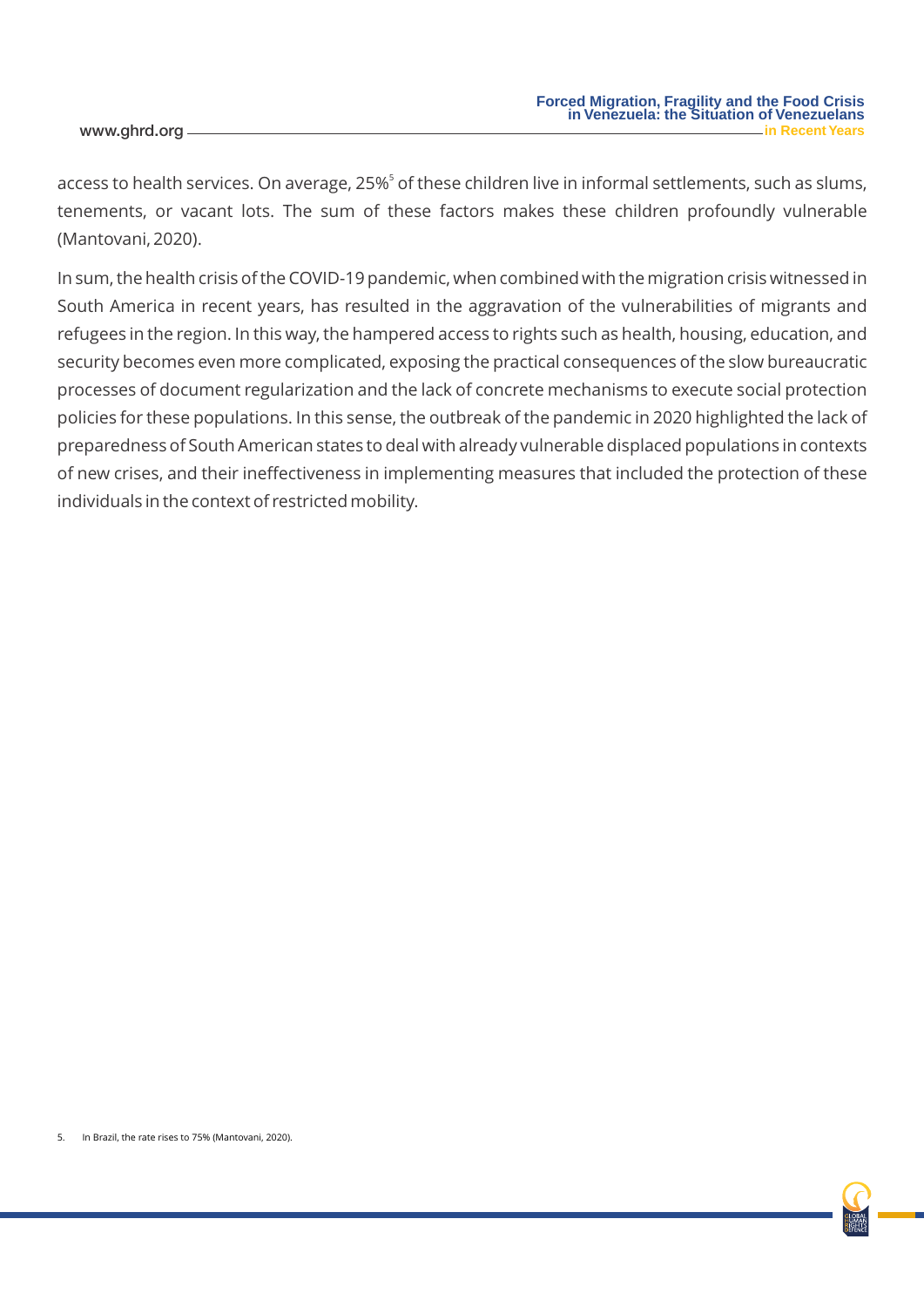access to health services. On average, 25%[5] of these children live in informal settlements, such as slums, tenements, or vacant lots. The sum of these factors makes these children profoundly vulnerable (Mantovani, 2020).

In sum, the health crisis of the COVID-19 pandemic, when combined with the migration crisis witnessed in South America in recent years, has resulted in the aggravation of the vulnerabilities of migrants and refugees in the region. In this way, the hampered access to rights such as health, housing, education, and security becomes even more complicated, exposing the practical consequences of the slow bureaucratic processes of document regularization and the lack of concrete mechanisms to execute social protection policies for these populations. In this sense, the outbreak of the pandemic in 2020 highlighted the lack of preparedness of South American states to deal with already vulnerable displaced populations in contexts of new crises, and their ineffectiveness in implementing measures that included the protection of these individuals in the context of restricted mobility.

5. In Brazil, the rate rises to 75% (Mantovani, 2020).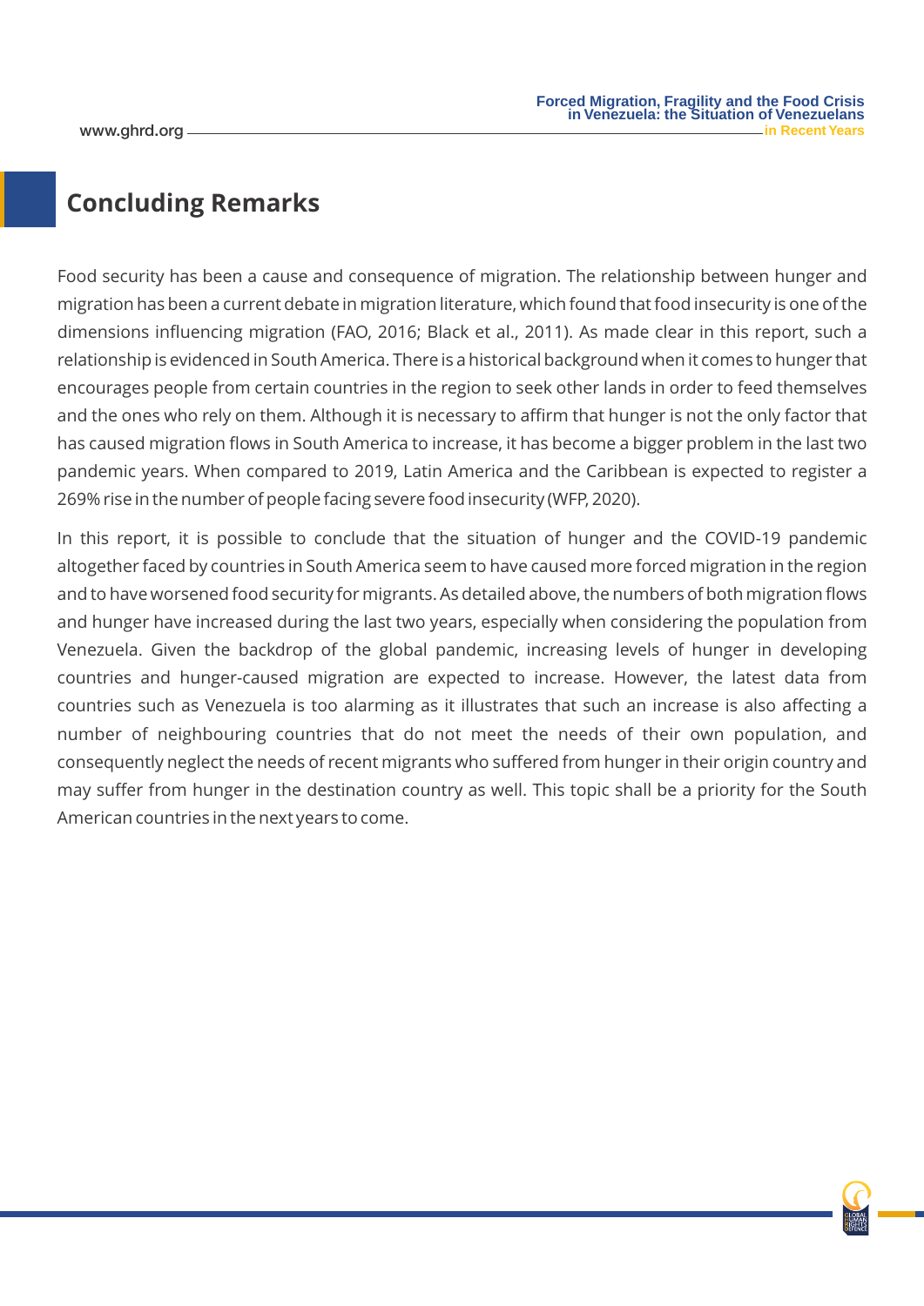## Concluding Remarks

Food security has been a cause and consequence of migration. The relationship between hunger and migration has been a current debate in migration literature, which found that food insecurity is one of the dimensions influencing migration (FAO, 2016; Black et al., 2011). As made clear in this report, such a relationship is evidenced in South America. There is a historical background when it comes to hunger that encourages people from certain countries in the region to seek other lands in order to feed themselves and the ones who rely on them. Although it is necessary to affirm that hunger is not the only factor that has caused migration flows in South America to increase, it has become a bigger problem in the last two pandemic years. When compared to 2019, Latin America and the Caribbean is expected to register a 269% rise in the number of people facing severe food insecurity (WFP, 2020).

In this report, it is possible to conclude that the situation of hunger and the COVID-19 pandemic altogether faced by countries in South America seem to have caused more forced migration in the region and to have worsened food security for migrants. As detailed above, the numbers of both migration flows and hunger have increased during the last two years, especially when considering the population from Venezuela. Given the backdrop of the global pandemic, increasing levels of hunger in developing countries and hunger-caused migration are expected to increase. However, the latest data from countries such as Venezuela is too alarming as it illustrates that such an increase is also affecting a number of neighbouring countries that do not meet the needs of their own population, and consequently neglect the needs of recent migrants who suffered from hunger in their origin country and may suffer from hunger in the destination country as well. This topic shall be a priority for the South American countries in the next years to come.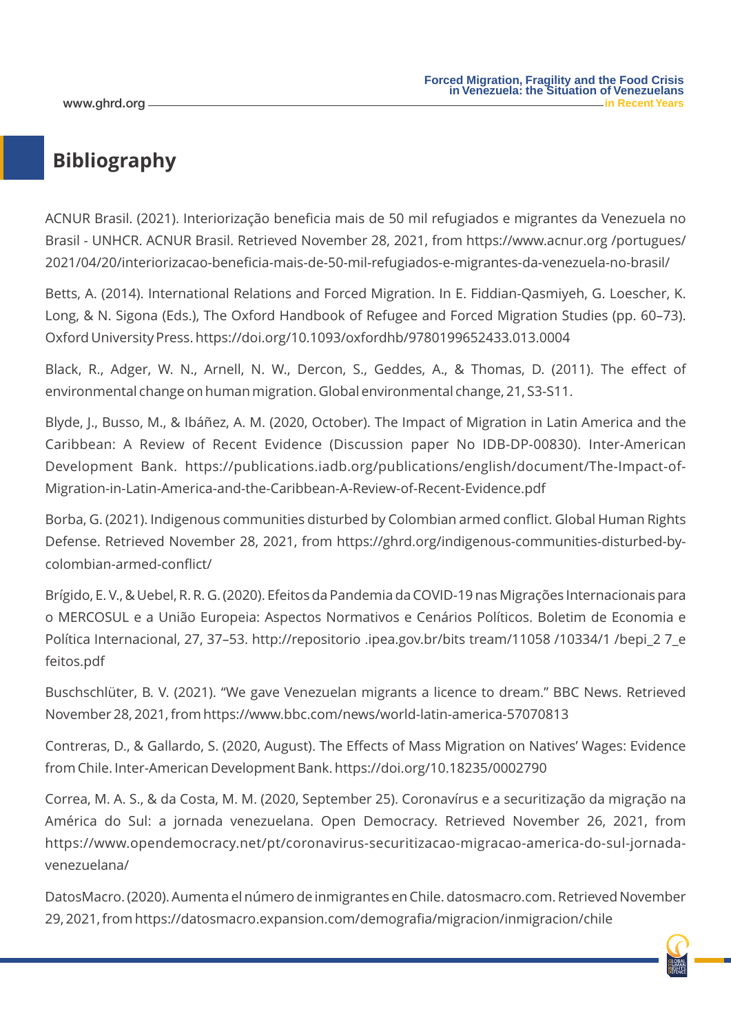# Bibliography

ACNUR Brasil. (2021). Interiorização beneficia mais de 50 mil refugiados e migrantes da Venezuela no Brasil - UNHCR. ACNUR Brasil. Retrieved November 28, 2021, from https://www.acnur.org /portugues/ 2021/04/20/interiorizacao-beneficia-mais-de-50-mil-refugiados-e-migrantes-da-venezuela-no-brasil/

Betts, A. (2014). International Relations and Forced Migration. In E. Fiddian-Qasmiyeh, G. Loescher, K. Long, & N. Sigona (Eds.), The Oxford Handbook of Refugee and Forced Migration Studies (pp. 60–73). Oxford University Press. https://doi.org/10.1093/oxfordhb/9780199652433.013.0004

Black, R., Adger, W. N., Arnell, N. W., Dercon, S., Geddes, A., & Thomas, D. (2011). The effect of environmental change on human migration. Global environmental change, 21, S3-S11.

Blyde, J., Busso, M., & Ibáñez, A. M. (2020, October). The Impact of Migration in Latin America and the Caribbean: A Review of Recent Evidence (Discussion paper No IDB-DP-00830). Inter-American Development Bank. https://publications.iadb.org/publications/english/document/The-Impact-of-Migration-in-Latin-America-and-the-Caribbean-A-Review-of-Recent-Evidence.pdf

Borba, G. (2021). Indigenous communities disturbed by Colombian armed conflict. Global Human Rights Defense. Retrieved November 28, 2021, from https://ghrd.org/indigenous-communities-disturbed-by-colombian-armed-conflict/

Brígido, E. V., & Uebel, R. R. G. (2020). Efeitos da Pandemia da COVID-19 nas Migrações Internacionais para o MERCOSUL e a União Europeia: Aspectos Normativos e Cenários Políticos. Boletim de Economia e Política Internacional, 27, 37–53. http://repositorio .ipea.gov.br/bits tream/11058 /10334/1 /bepi_2 7_e feitos.pdf

Buschschlüter, B. V. (2021). "We gave Venezuelan migrants a licence to dream." BBC News. Retrieved November 28, 2021, from https://www.bbc.com/news/world-latin-america-57070813

Contreras, D., & Gallardo, S. (2020, August). The Effects of Mass Migration on Natives' Wages: Evidence from Chile. Inter-American Development Bank. https://doi.org/10.18235/0002790

Correa, M. A. S., & da Costa, M. M. (2020, September 25). Coronavírus e a securitização da migração na América do Sul: a jornada venezuelana. Open Democracy. Retrieved November 26, 2021, from https://www.opendemocracy.net/pt/coronavirus-securitizacao-migracao-america-do-sul-jornada-venezuelana/

DatosMacro. (2020). Aumenta el número de inmigrantes en Chile. datosmacro.com. Retrieved November 29, 2021, from https://datosmacro.expansion.com/demografia/migracion/inmigracion/chile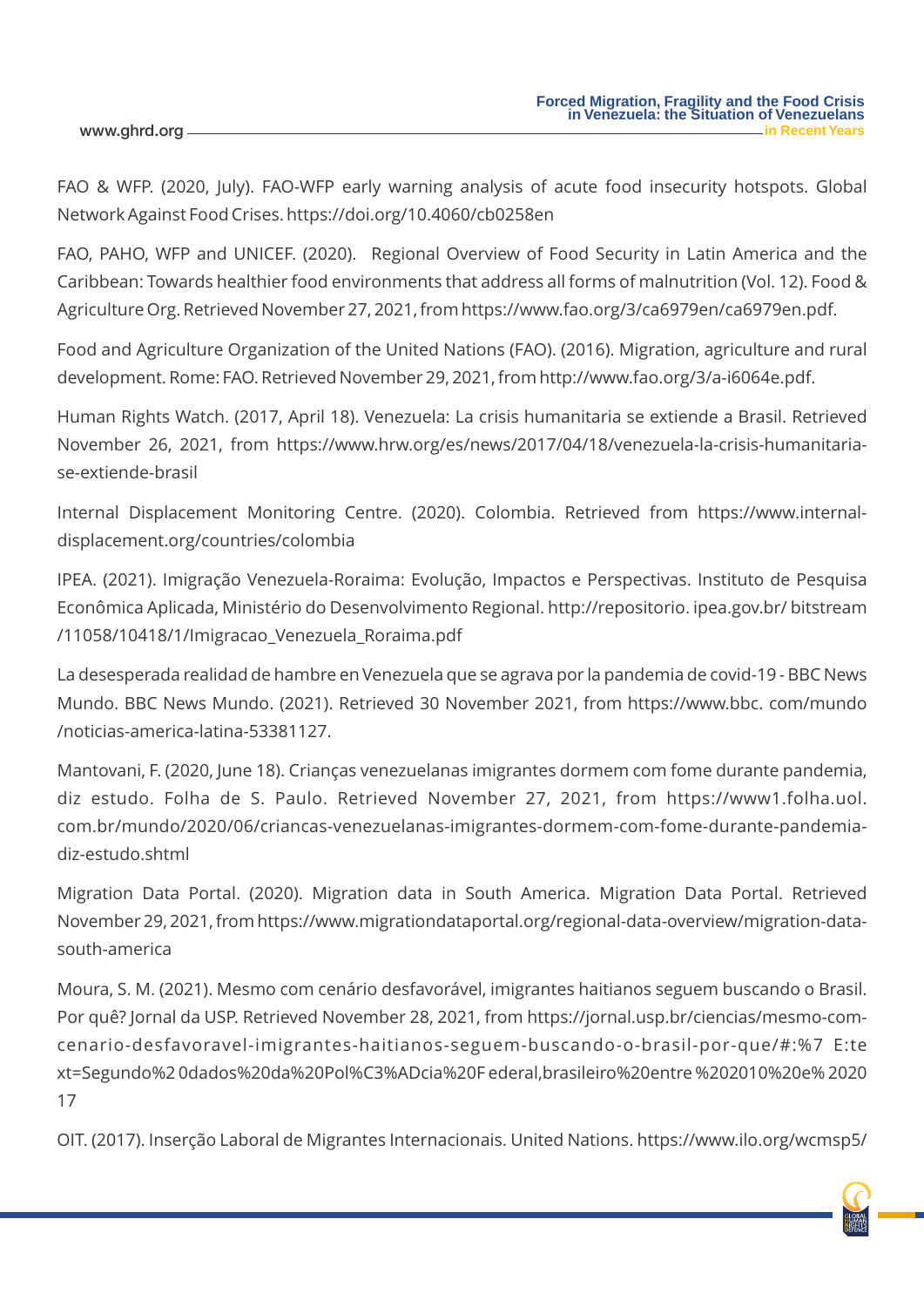FAO & WFP. (2020, July). FAO-WFP early warning analysis of acute food insecurity hotspots. Global Network Against Food Crises. https://doi.org/10.4060/cb0258en

FAO, PAHO, WFP and UNICEF. (2020). Regional Overview of Food Security in Latin America and the Caribbean: Towards healthier food environments that address all forms of malnutrition (Vol. 12). Food & Agriculture Org. Retrieved November 27, 2021, from https://www.fao.org/3/ca6979en/ca6979en.pdf.

Food and Agriculture Organization of the United Nations (FAO). (2016). Migration, agriculture and rural development. Rome: FAO. Retrieved November 29, 2021, from http://www.fao.org/3/a-i6064e.pdf.

Human Rights Watch. (2017, April 18). Venezuela: La crisis humanitaria se extiende a Brasil. Retrieved November 26, 2021, from https://www.hrw.org/es/news/2017/04/18/venezuela-la-crisis-humanitaria-se-extiende-brasil

Internal Displacement Monitoring Centre. (2020). Colombia. Retrieved from https://www.internal-displacement.org/countries/colombia

IPEA. (2021). Imigração Venezuela-Roraima: Evolução, Impactos e Perspectivas. Instituto de Pesquisa Econômica Aplicada, Ministério do Desenvolvimento Regional. http://repositorio. ipea.gov.br/ bitstream /11058/10418/1/Imigracao_Venezuela_Roraima.pdf

La desesperada realidad de hambre en Venezuela que se agrava por la pandemia de covid-19 - BBC News Mundo. BBC News Mundo. (2021). Retrieved 30 November 2021, from https://www.bbc. com/mundo /noticias-america-latina-53381127.

Mantovani, F. (2020, June 18). Crianças venezuelanas imigrantes dormem com fome durante pandemia, diz estudo. Folha de S. Paulo. Retrieved November 27, 2021, from https://www1.folha.uol. com.br/mundo/2020/06/criancas-venezuelanas-imigrantes-dormem-com-fome-durante-pandemia-diz-estudo.shtml

Migration Data Portal. (2020). Migration data in South America. Migration Data Portal. Retrieved November 29, 2021, from https://www.migrationdataportal.org/regional-data-overview/migration-data-south-america

Moura, S. M. (2021). Mesmo com cenário desfavorável, imigrantes haitianos seguem buscando o Brasil. Por quê? Jornal da USP. Retrieved November 28, 2021, from https://jornal.usp.br/ciencias/mesmo-com-cenario-desfavoravel-imigrantes-haitianos-seguem-buscando-o-brasil-por-que/#:%7 E:text=Segundo%2 0dados%20da%20Pol%C3%ADcia%20F ederal,brasileiro%20entre %202010%20e% 2020 17

OIT. (2017). Inserção Laboral de Migrantes Internacionais. United Nations. https://www.ilo.org/wcmsp5/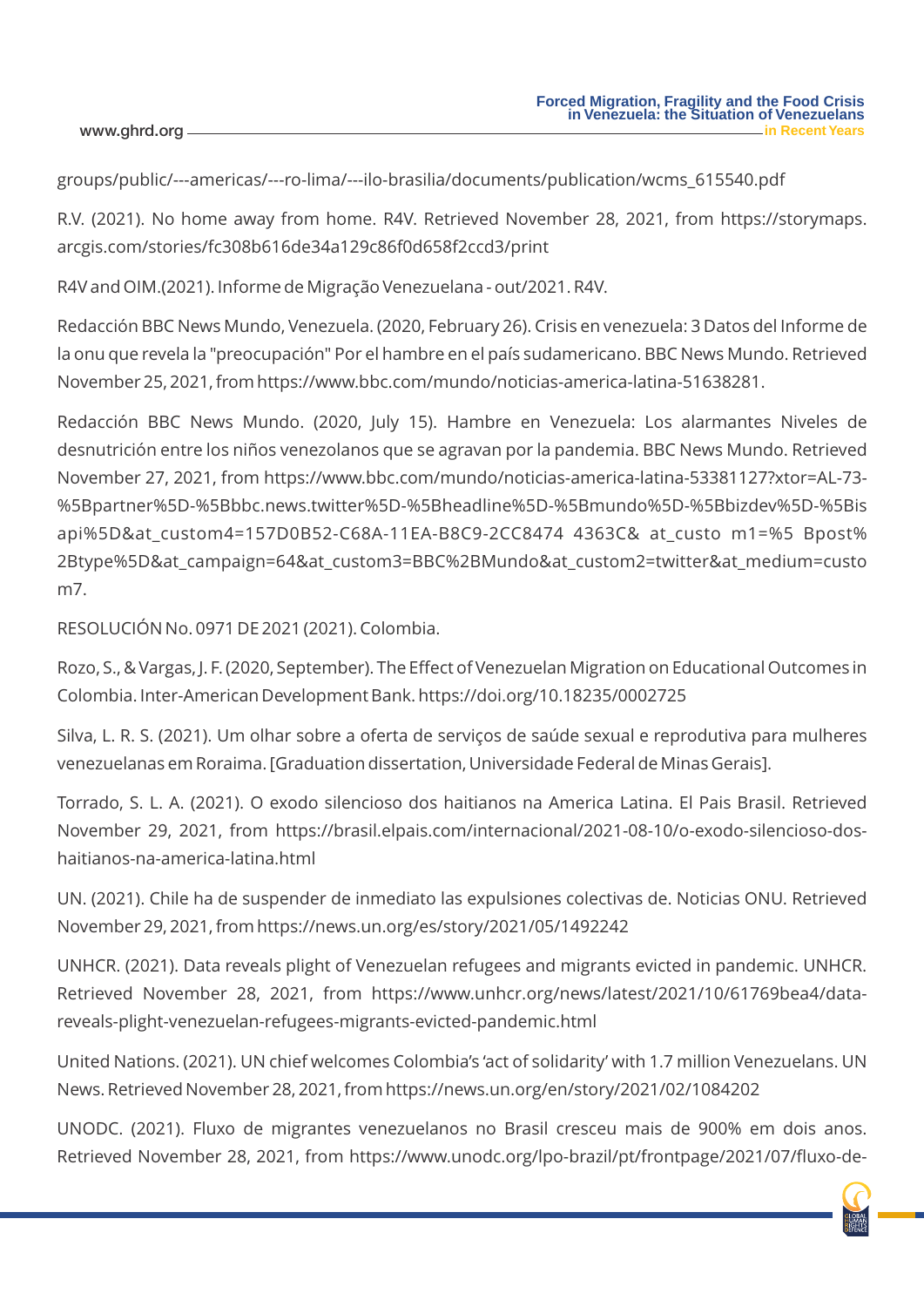groups/public/---americas/---ro-lima/---ilo-brasilia/documents/publication/wcms_615540.pdf

R.V. (2021). No home away from home. R4V. Retrieved November 28, 2021, from https://storymaps.arcgis.com/stories/fc308b616de34a129c86f0d658f2ccd3/print

R4V and OIM.(2021). Informe de Migração Venezuelana - out/2021. R4V.

Redacción BBC News Mundo, Venezuela. (2020, February 26). Crisis en venezuela: 3 Datos del Informe de la onu que revela la "preocupación" Por el hambre en el país sudamericano. BBC News Mundo. Retrieved November 25, 2021, from https://www.bbc.com/mundo/noticias-america-latina-51638281.

Redacción BBC News Mundo. (2020, July 15). Hambre en Venezuela: Los alarmantes Niveles de desnutrición entre los niños venezolanos que se agravan por la pandemia. BBC News Mundo. Retrieved November 27, 2021, from https://www.bbc.com/mundo/noticias-america-latina-53381127?xtor=AL-73-%5Bpartner%5D-%5Bbbc.news.twitter%5D-%5Bheadline%5D-%5Bmundo%5D-%5Bbizdev%5D-%5Bisapi%5D&at_custom4=157D0B52-C68A-11EA-B8C9-2CC8474 4363C& at_custo m1=%5 Bpost%2Btype%5D&at_campaign=64&at_custom3=BBC%2BMundo&at_custom2=twitter&at_medium=custom7.

RESOLUCIÓN No. 0971 DE 2021 (2021). Colombia.

Rozo, S., & Vargas, J. F. (2020, September). The Effect of Venezuelan Migration on Educational Outcomes in Colombia. Inter-American Development Bank. https://doi.org/10.18235/0002725

Silva, L. R. S. (2021). Um olhar sobre a oferta de serviços de saúde sexual e reprodutiva para mulheres venezuelanas em Roraima. [Graduation dissertation, Universidade Federal de Minas Gerais].

Torrado, S. L. A. (2021). O exodo silencioso dos haitianos na America Latina. El Pais Brasil. Retrieved November 29, 2021, from https://brasil.elpais.com/internacional/2021-08-10/o-exodo-silencioso-dos-haitianos-na-america-latina.html

UN. (2021). Chile ha de suspender de inmediato las expulsiones colectivas de. Noticias ONU. Retrieved November 29, 2021, from https://news.un.org/es/story/2021/05/1492242

UNHCR. (2021). Data reveals plight of Venezuelan refugees and migrants evicted in pandemic. UNHCR. Retrieved November 28, 2021, from https://www.unhcr.org/news/latest/2021/10/61769bea4/data-reveals-plight-venezuelan-refugees-migrants-evicted-pandemic.html

United Nations. (2021). UN chief welcomes Colombia's 'act of solidarity' with 1.7 million Venezuelans. UN News. Retrieved November 28, 2021, from https://news.un.org/en/story/2021/02/1084202

UNODC. (2021). Fluxo de migrantes venezuelanos no Brasil cresceu mais de 900% em dois anos. Retrieved November 28, 2021, from https://www.unodc.org/lpo-brazil/pt/frontpage/2021/07/fluxo-de-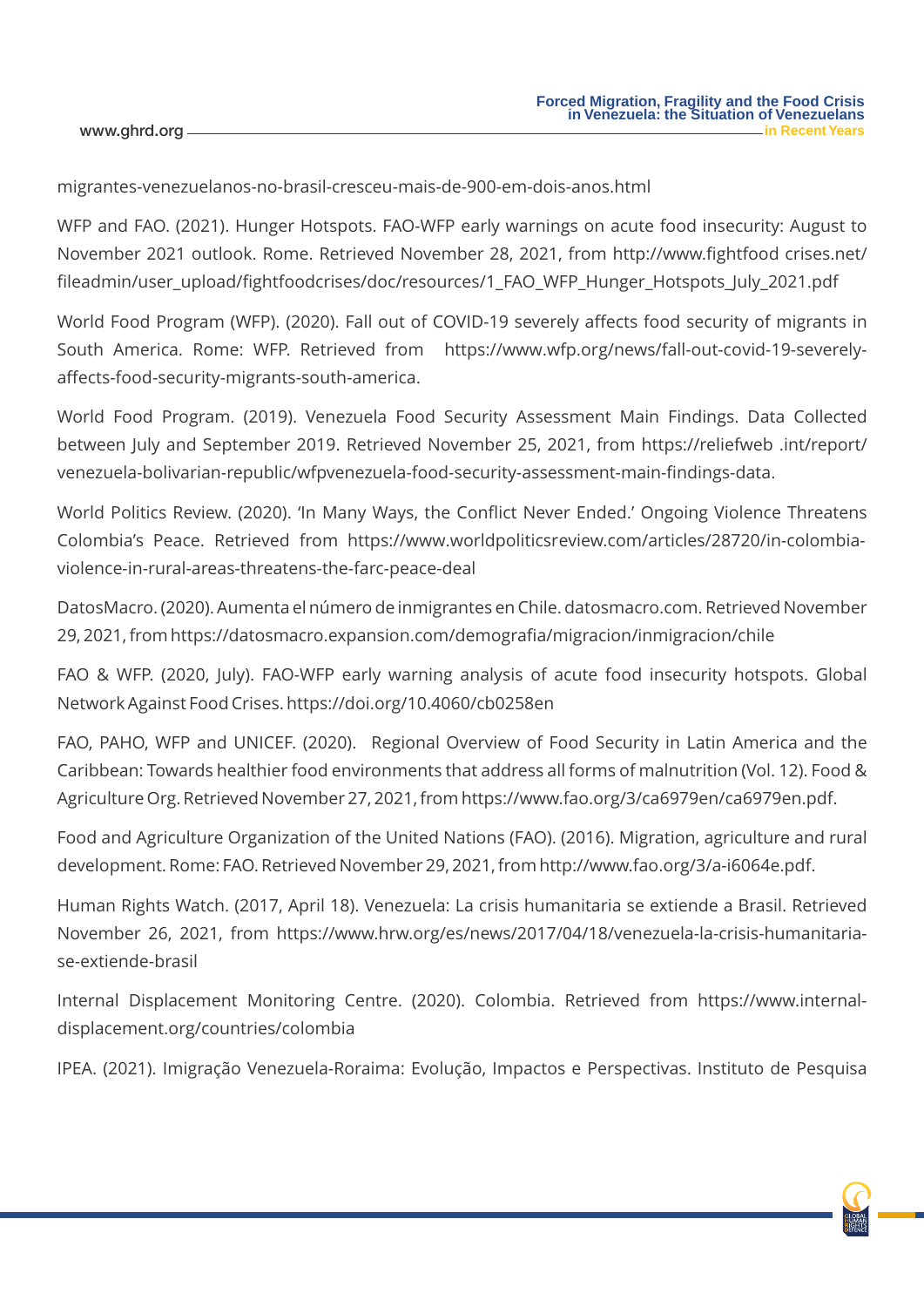migrantes-venezuelanos-no-brasil-cresceu-mais-de-900-em-dois-anos.html

WFP and FAO. (2021). Hunger Hotspots. FAO-WFP early warnings on acute food insecurity: August to November 2021 outlook. Rome. Retrieved November 28, 2021, from http://www.fightfood crises.net/fileadmin/user_upload/fightfoodcrises/doc/resources/1_FAO_WFP_Hunger_Hotspots_July_2021.pdf

World Food Program (WFP). (2020). Fall out of COVID-19 severely affects food security of migrants in South America. Rome: WFP. Retrieved from https://www.wfp.org/news/fall-out-covid-19-severely-affects-food-security-migrants-south-america.

World Food Program. (2019). Venezuela Food Security Assessment Main Findings. Data Collected between July and September 2019. Retrieved November 25, 2021, from https://reliefweb .int/report/venezuela-bolivarian-republic/wfpvenezuela-food-security-assessment-main-findings-data.

World Politics Review. (2020). 'In Many Ways, the Conflict Never Ended.' Ongoing Violence Threatens Colombia's Peace. Retrieved from https://www.worldpoliticsreview.com/articles/28720/in-colombia-violence-in-rural-areas-threatens-the-farc-peace-deal

DatosMacro. (2020). Aumenta el número de inmigrantes en Chile. datosmacro.com. Retrieved November 29, 2021, from https://datosmacro.expansion.com/demografia/migracion/inmigracion/chile

FAO & WFP. (2020, July). FAO-WFP early warning analysis of acute food insecurity hotspots. Global Network Against Food Crises. https://doi.org/10.4060/cb0258en

FAO, PAHO, WFP and UNICEF. (2020). Regional Overview of Food Security in Latin America and the Caribbean: Towards healthier food environments that address all forms of malnutrition (Vol. 12). Food & Agriculture Org. Retrieved November 27, 2021, from https://www.fao.org/3/ca6979en/ca6979en.pdf.

Food and Agriculture Organization of the United Nations (FAO). (2016). Migration, agriculture and rural development. Rome: FAO. Retrieved November 29, 2021, from http://www.fao.org/3/a-i6064e.pdf.

Human Rights Watch. (2017, April 18). Venezuela: La crisis humanitaria se extiende a Brasil. Retrieved November 26, 2021, from https://www.hrw.org/es/news/2017/04/18/venezuela-la-crisis-humanitaria-se-extiende-brasil

Internal Displacement Monitoring Centre. (2020). Colombia. Retrieved from https://www.internal-displacement.org/countries/colombia

IPEA. (2021). Imigração Venezuela-Roraima: Evolução, Impactos e Perspectivas. Instituto de Pesquisa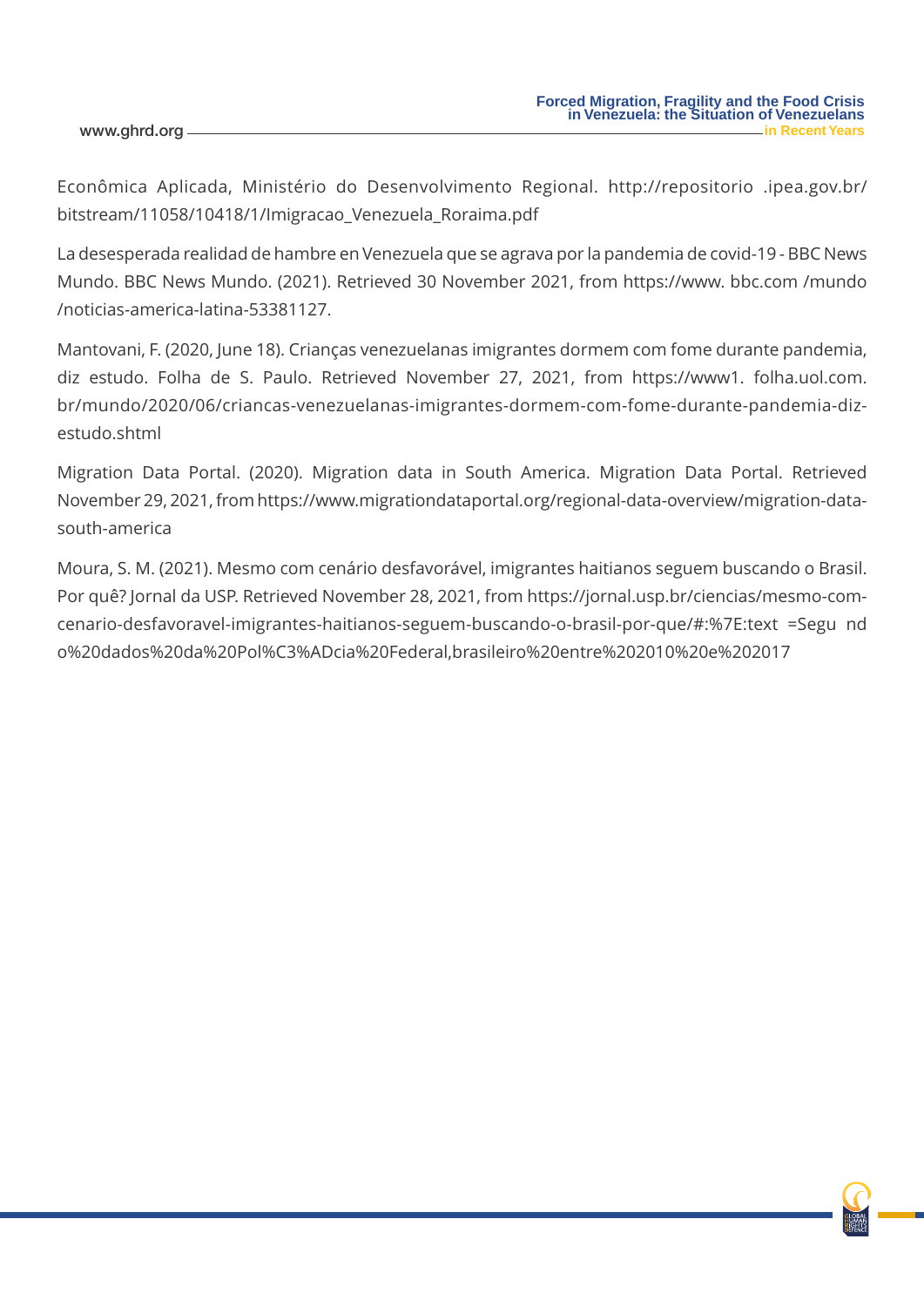Econômica Aplicada, Ministério do Desenvolvimento Regional. http://repositorio .ipea.gov.br/ bitstream/11058/10418/1/Imigracao_Venezuela_Roraima.pdf

La desesperada realidad de hambre en Venezuela que se agrava por la pandemia de covid-19 - BBC News Mundo. BBC News Mundo. (2021). Retrieved 30 November 2021, from https://www. bbc.com /mundo /noticias-america-latina-53381127.

Mantovani, F. (2020, June 18). Crianças venezuelanas imigrantes dormem com fome durante pandemia, diz estudo. Folha de S. Paulo. Retrieved November 27, 2021, from https://www1. folha.uol.com. br/mundo/2020/06/criancas-venezuelanas-imigrantes-dormem-com-fome-durante-pandemia-diz-estudo.shtml

Migration Data Portal. (2020). Migration data in South America. Migration Data Portal. Retrieved November 29, 2021, from https://www.migrationdataportal.org/regional-data-overview/migration-data-south-america

Moura, S. M. (2021). Mesmo com cenário desfavorável, imigrantes haitianos seguem buscando o Brasil. Por quê? Jornal da USP. Retrieved November 28, 2021, from https://jornal.usp.br/ciencias/mesmo-com-cenario-desfavoravel-imigrantes-haitianos-seguem-buscando-o-brasil-por-que/#:%7E:text =Segu nd o%20dados%20da%20Pol%C3%ADcia%20Federal,brasileiro%20entre%202010%20e%202017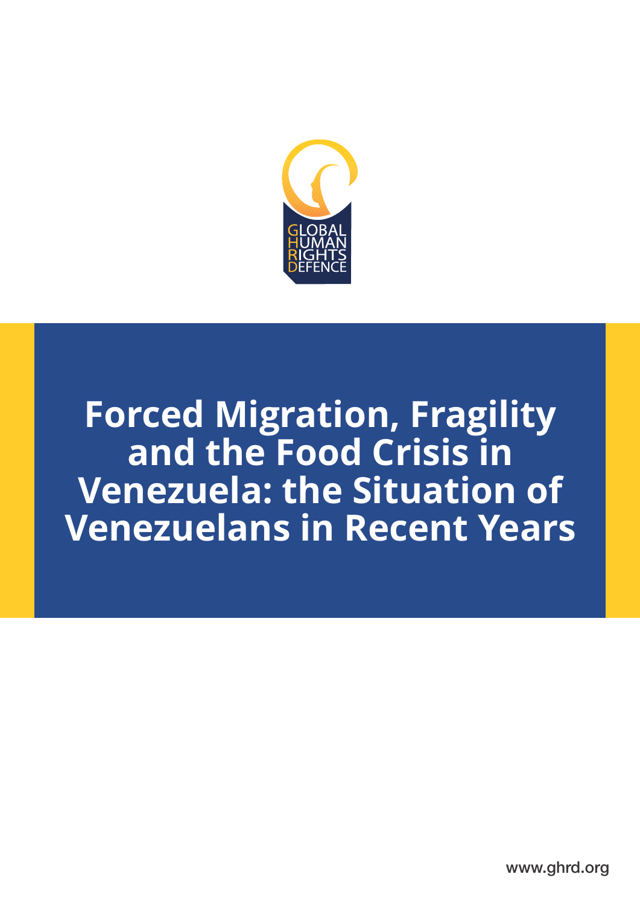GLOBAL HUMAN RIGHTS DEFENCE

# Forced Migration, Fragility and the Food Crisis in Venezuela: the Situation of Venezuelans in Recent Years

www.ghrd.org